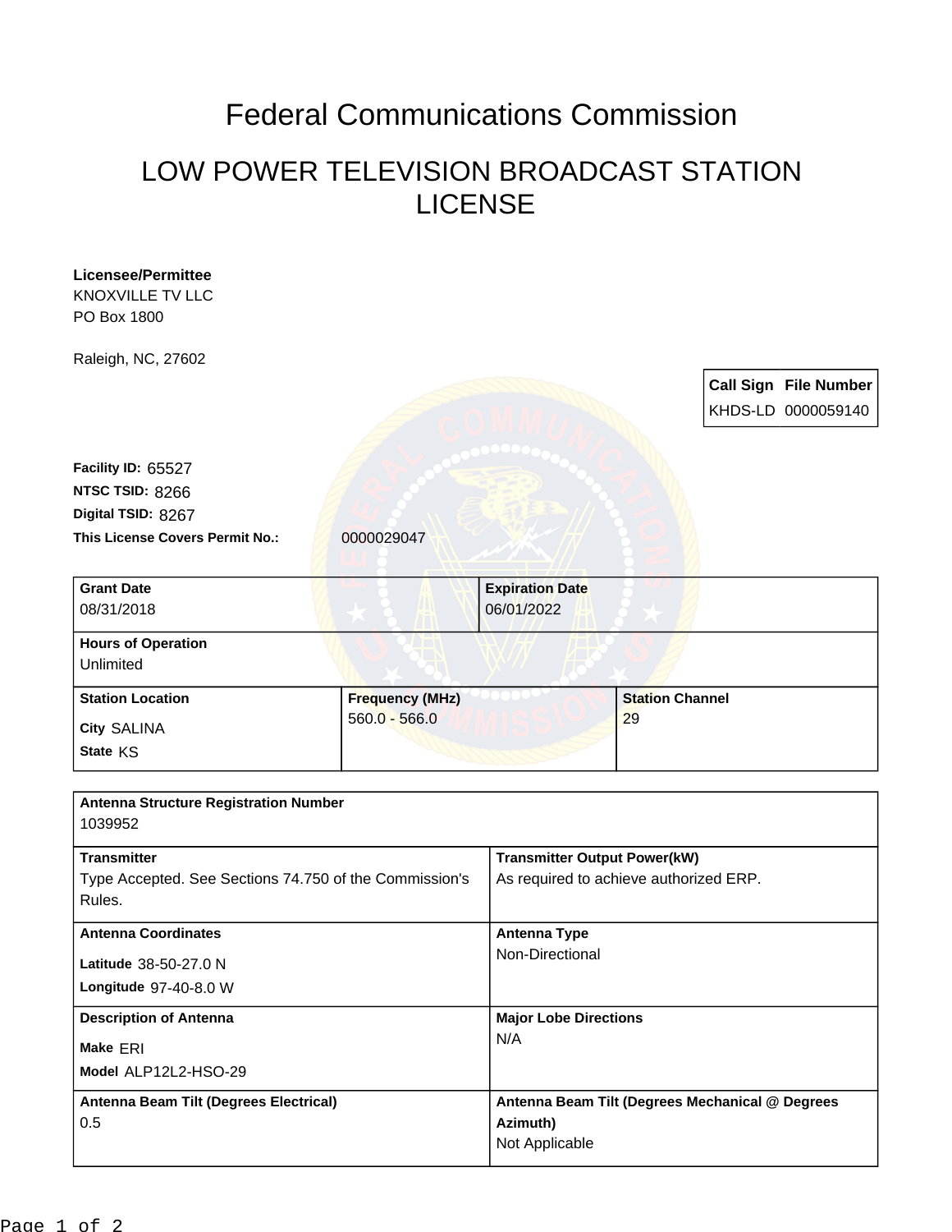# Federal Communications Commission

## LOW POWER TELEVISION BROADCAST STATION LICENSE

**Licensee/Permittee**
KNOXVILLE TV LLC
PO Box 1800

Raleigh, NC, 27602

| Call Sign | File Number |
|---|---|
| KHDS-LD | 0000059140 |

**Facility ID:** 65527
**NTSC TSID:** 8266
**Digital TSID:** 8267
**This License Covers Permit No.:** 0000029047

| Grant Date | Expiration Date |
|---|---|
| 08/31/2018 | 06/01/2022 |

**Hours of Operation**
Unlimited

| Station Location | Frequency (MHz) | Station Channel |
|---|---|---|
| City SALINA<br>State KS | 560.0 - 566.0 | 29 |

**Antenna Structure Registration Number**
1039952

| Transmitter | Transmitter Output Power(kW) |
|---|---|
| Type Accepted. See Sections 74.750 of the Commission's Rules. | As required to achieve authorized ERP. |

| Antenna Coordinates | Antenna Type |
|---|---|
| Latitude 38-50-27.0 N<br>Longitude 97-40-8.0 W | Non-Directional |

| Description of Antenna | Major Lobe Directions |
|---|---|
| Make ERI<br>Model ALP12L2-HSO-29 | N/A |

| Antenna Beam Tilt (Degrees Electrical) | Antenna Beam Tilt (Degrees Mechanical @ Degrees Azimuth) |
|---|---|
| 0.5 | Not Applicable |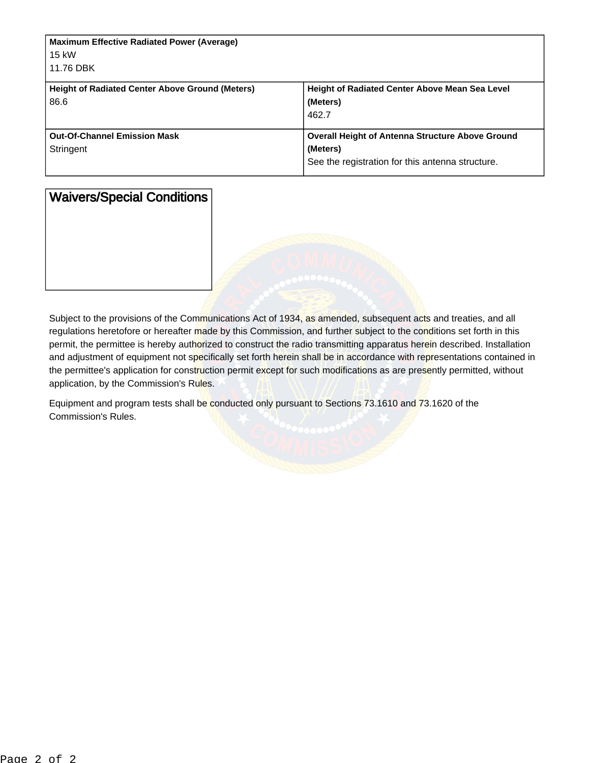| | |
|---|---|
| **Maximum Effective Radiated Power (Average)**<br>15 kW<br>11.76 DBK | |
| **Height of Radiated Center Above Ground (Meters)**<br>86.6 | **Height of Radiated Center Above Mean Sea Level (Meters)**<br>462.7 |
| **Out-Of-Channel Emission Mask**<br>Stringent | **Overall Height of Antenna Structure Above Ground (Meters)**<br>See the registration for this antenna structure. |

## Waivers/Special Conditions

Subject to the provisions of the Communications Act of 1934, as amended, subsequent acts and treaties, and all regulations heretofore or hereafter made by this Commission, and further subject to the conditions set forth in this permit, the permittee is hereby authorized to construct the radio transmitting apparatus herein described. Installation and adjustment of equipment not specifically set forth herein shall be in accordance with representations contained in the permittee's application for construction permit except for such modifications as are presently permitted, without application, by the Commission's Rules.

Equipment and program tests shall be conducted only pursuant to Sections 73.1610 and 73.1620 of the Commission's Rules.